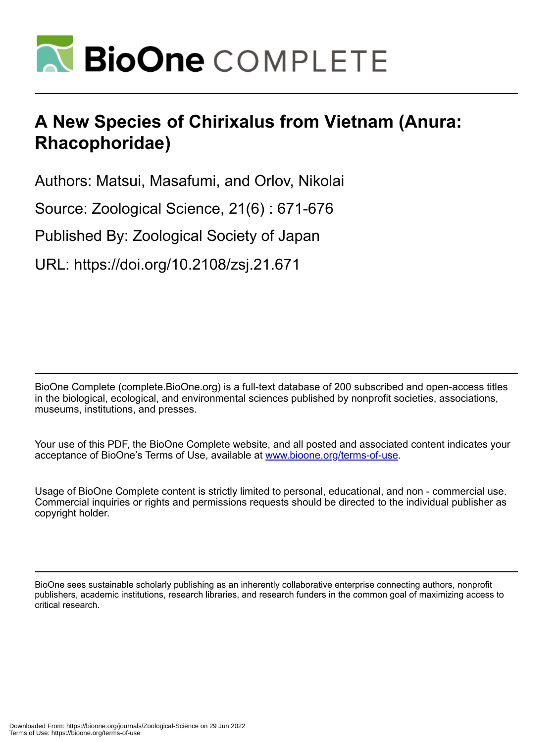# A New Species of Chirixalus from Vietnam (Anura: Rhacophoridae)

Authors: Matsui, Masafumi, and Orlov, Nikolai

Source: Zoological Science, 21(6) : 671-676

Published By: Zoological Society of Japan

URL: https://doi.org/10.2108/zsj.21.671

BioOne Complete (complete.BioOne.org) is a full-text database of 200 subscribed and open-access titles in the biological, ecological, and environmental sciences published by nonprofit societies, associations, museums, institutions, and presses.

Your use of this PDF, the BioOne Complete website, and all posted and associated content indicates your acceptance of BioOne's Terms of Use, available at www.bioone.org/terms-of-use.

Usage of BioOne Complete content is strictly limited to personal, educational, and non - commercial use. Commercial inquiries or rights and permissions requests should be directed to the individual publisher as copyright holder.

BioOne sees sustainable scholarly publishing as an inherently collaborative enterprise connecting authors, nonprofit publishers, academic institutions, research libraries, and research funders in the common goal of maximizing access to critical research.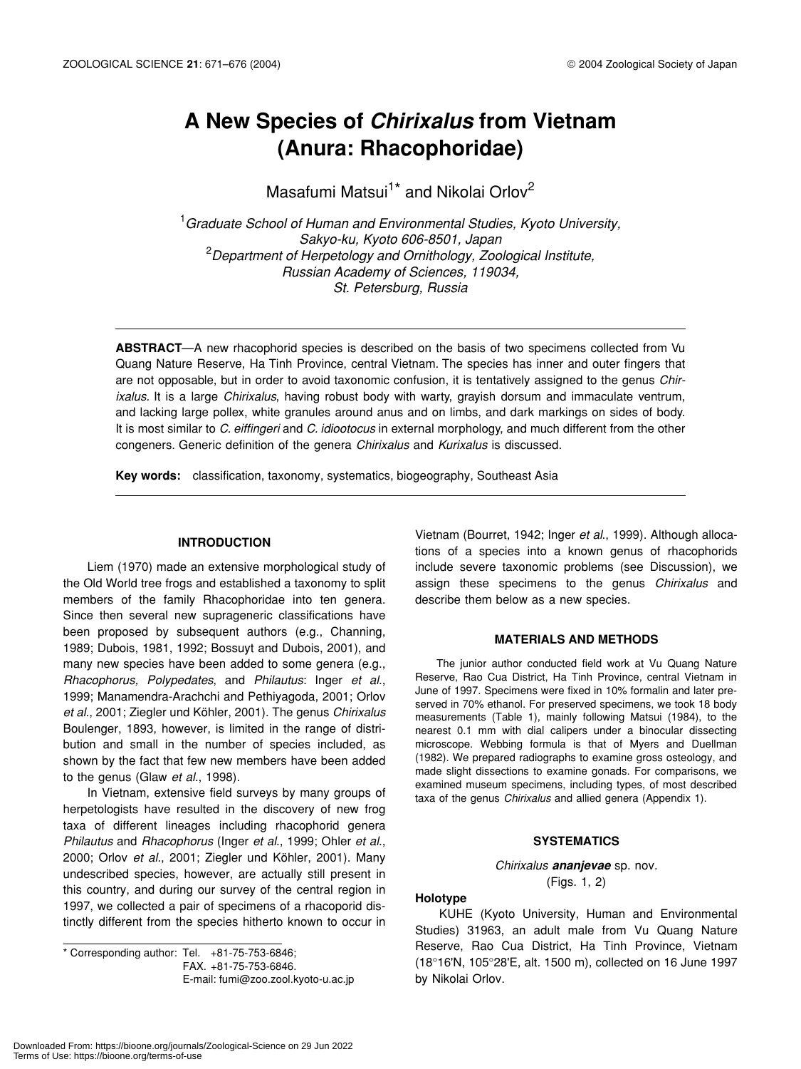# A New Species of *Chirixalus* from Vietnam (Anura: Rhacophoridae)

Masafumi Matsui[1]* and Nikolai Orlov[2]

[1]*Graduate School of Human and Environmental Studies, Kyoto University, Sakyo-ku, Kyoto 606-8501, Japan*
[2]*Department of Herpetology and Ornithology, Zoological Institute, Russian Academy of Sciences, 119034, St. Petersburg, Russia*

**ABSTRACT**—A new rhacophorid species is described on the basis of two specimens collected from Vu Quang Nature Reserve, Ha Tinh Province, central Vietnam. The species has inner and outer fingers that are not opposable, but in order to avoid taxonomic confusion, it is tentatively assigned to the genus *Chirixalus*. It is a large *Chirixalus*, having robust body with warty, grayish dorsum and immaculate ventrum, and lacking large pollex, white granules around anus and on limbs, and dark markings on sides of body. It is most similar to *C. eiffingeri* and *C. idiootocus* in external morphology, and much different from the other congeners. Generic definition of the genera *Chirixalus* and *Kurixalus* is discussed.

**Key words:** classification, taxonomy, systematics, biogeography, Southeast Asia

## INTRODUCTION

Liem (1970) made an extensive morphological study of the Old World tree frogs and established a taxonomy to split members of the family Rhacophoridae into ten genera. Since then several new suprageneric classifications have been proposed by subsequent authors (e.g., Channing, 1989; Dubois, 1981, 1992; Bossuyt and Dubois, 2001), and many new species have been added to some genera (e.g., *Rhacophorus, Polypedates*, and *Philautus*: Inger *et al*., 1999; Manamendra-Arachchi and Pethiyagoda, 2001; Orlov *et al*., 2001; Ziegler und Köhler, 2001). The genus *Chirixalus* Boulenger, 1893, however, is limited in the range of distribution and small in the number of species included, as shown by the fact that few new members have been added to the genus (Glaw *et al*., 1998).

In Vietnam, extensive field surveys by many groups of herpetologists have resulted in the discovery of new frog taxa of different lineages including rhacophorid genera *Philautus* and *Rhacophorus* (Inger *et al*., 1999; Ohler *et al*., 2000; Orlov *et al*., 2001; Ziegler und Köhler, 2001). Many undescribed species, however, are actually still present in this country, and during our survey of the central region in 1997, we collected a pair of specimens of a rhacoporid distinctly different from the species hitherto known to occur in Vietnam (Bourret, 1942; Inger *et al*., 1999). Although allocations of a species into a known genus of rhacophorids include severe taxonomic problems (see Discussion), we assign these specimens to the genus *Chirixalus* and describe them below as a new species.

\* Corresponding author: Tel. +81-75-753-6846; FAX. +81-75-753-6846. E-mail: fumi@zoo.zool.kyoto-u.ac.jp

## MATERIALS AND METHODS

The junior author conducted field work at Vu Quang Nature Reserve, Rao Cua District, Ha Tinh Province, central Vietnam in June of 1997. Specimens were fixed in 10% formalin and later preserved in 70% ethanol. For preserved specimens, we took 18 body measurements (Table 1), mainly following Matsui (1984), to the nearest 0.1 mm with dial calipers under a binocular dissecting microscope. Webbing formula is that of Myers and Duellman (1982). We prepared radiographs to examine gross osteology, and made slight dissections to examine gonads. For comparisons, we examined museum specimens, including types, of most described taxa of the genus *Chirixalus* and allied genera (Appendix 1).

## SYSTEMATICS

*Chirixalus* ***ananjevae*** sp. nov.
(Figs. 1, 2)

### Holotype

KUHE (Kyoto University, Human and Environmental Studies) 31963, an adult male from Vu Quang Nature Reserve, Rao Cua District, Ha Tinh Province, Vietnam (18°16'N, 105°28'E, alt. 1500 m), collected on 16 June 1997 by Nikolai Orlov.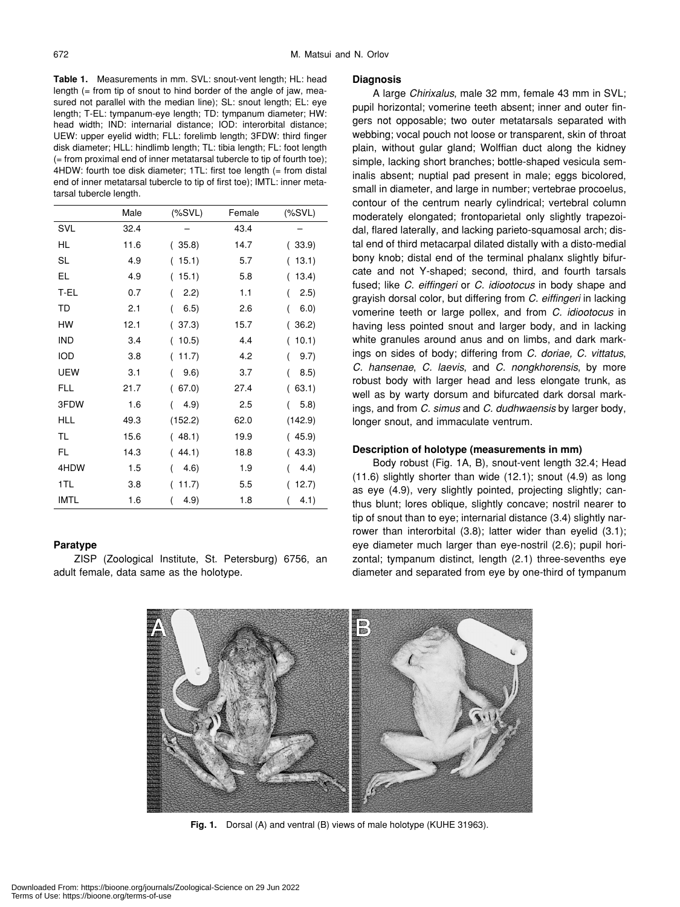**Table 1.** Measurements in mm. SVL: snout-vent length; HL: head length (= from tip of snout to hind border of the angle of jaw, measured not parallel with the median line); SL: snout length; EL: eye length; T-EL: tympanum-eye length; TD: tympanum diameter; HW: head width; IND: internarial distance; IOD: interorbital distance; UEW: upper eyelid width; FLL: forelimb length; 3FDW: third finger disk diameter; HLL: hindlimb length; TL: tibia length; FL: foot length (= from proximal end of inner metatarsal tubercle to tip of fourth toe); 4HDW: fourth toe disk diameter; 1TL: first toe length (= from distal end of inner metatarsal tubercle to tip of first toe); IMTL: inner metatarsal tubercle length.

| | Male | (%SVL) | Female | (%SVL) |
|---|---|---|---|---|
| SVL | 32.4 | – | 43.4 | – |
| HL | 11.6 | (35.8) | 14.7 | (33.9) |
| SL | 4.9 | (15.1) | 5.7 | (13.1) |
| EL | 4.9 | (15.1) | 5.8 | (13.4) |
| T-EL | 0.7 | (2.2) | 1.1 | (2.5) |
| TD | 2.1 | (6.5) | 2.6 | (6.0) |
| HW | 12.1 | (37.3) | 15.7 | (36.2) |
| IND | 3.4 | (10.5) | 4.4 | (10.1) |
| IOD | 3.8 | (11.7) | 4.2 | (9.7) |
| UEW | 3.1 | (9.6) | 3.7 | (8.5) |
| FLL | 21.7 | (67.0) | 27.4 | (63.1) |
| 3FDW | 1.6 | (4.9) | 2.5 | (5.8) |
| HLL | 49.3 | (152.2) | 62.0 | (142.9) |
| TL | 15.6 | (48.1) | 19.9 | (45.9) |
| FL | 14.3 | (44.1) | 18.8 | (43.3) |
| 4HDW | 1.5 | (4.6) | 1.9 | (4.4) |
| 1TL | 3.8 | (11.7) | 5.5 | (12.7) |
| IMTL | 1.6 | (4.9) | 1.8 | (4.1) |

### Paratype

ZISP (Zoological Institute, St. Petersburg) 6756, an adult female, data same as the holotype.

### Diagnosis

A large *Chirixalus*, male 32 mm, female 43 mm in SVL; pupil horizontal; vomerine teeth absent; inner and outer fingers not opposable; two outer metatarsals separated with webbing; vocal pouch not loose or transparent, skin of throat plain, without gular gland; Wolffian duct along the kidney simple, lacking short branches; bottle-shaped vesicula seminalis absent; nuptial pad present in male; eggs bicolored, small in diameter, and large in number; vertebrae procoelus, contour of the centrum nearly cylindrical; vertebral column moderately elongated; frontoparietal only slightly trapezoidal, flared laterally, and lacking parieto-squamosal arch; distal end of third metacarpal dilated distally with a disto-medial bony knob; distal end of the terminal phalanx slightly bifurcate and not Y-shaped; second, third, and fourth tarsals fused; like *C. eiffingeri* or *C. idiootocus* in body shape and grayish dorsal color, but differing from *C. eiffingeri* in lacking vomerine teeth or large pollex, and from *C. idiootocus* in having less pointed snout and larger body, and in lacking white granules around anus and on limbs, and dark markings on sides of body; differing from *C. doriae*, *C. vittatus*, *C. hansenae*, *C. laevis*, and *C. nongkhorensis*, by more robust body with larger head and less elongate trunk, as well as by warty dorsum and bifurcated dark dorsal markings, and from *C. simus* and *C. dudhwaensis* by larger body, longer snout, and immaculate ventrum.

### Description of holotype (measurements in mm)

Body robust (Fig. 1A, B), snout-vent length 32.4; Head (11.6) slightly shorter than wide (12.1); snout (4.9) as long as eye (4.9), very slightly pointed, projecting slightly; canthus blunt; lores oblique, slightly concave; nostril nearer to tip of snout than to eye; internarial distance (3.4) slightly narrower than interorbital (3.8); latter wider than eyelid (3.1); eye diameter much larger than eye-nostril (2.6); pupil horizontal; tympanum distinct, length (2.1) three-sevenths eye diameter and separated from eye by one-third of tympanum

**Fig. 1.** Dorsal (A) and ventral (B) views of male holotype (KUHE 31963).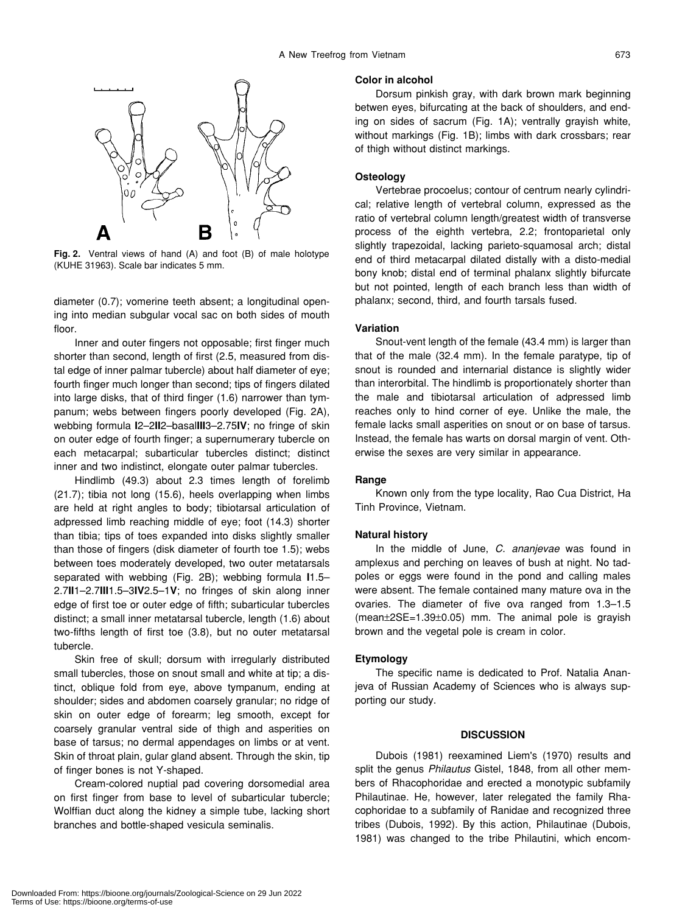**Fig. 2.** Ventral views of hand (A) and foot (B) of male holotype (KUHE 31963). Scale bar indicates 5 mm.

diameter (0.7); vomerine teeth absent; a longitudinal opening into median subgular vocal sac on both sides of mouth floor.

Inner and outer fingers not opposable; first finger much shorter than second, length of first (2.5, measured from distal edge of inner palmar tubercle) about half diameter of eye; fourth finger much longer than second; tips of fingers dilated into large disks, that of third finger (1.6) narrower than tympanum; webs between fingers poorly developed (Fig. 2A), webbing formula **I**2–2**II**2–basal**III**3–2.75**IV**; no fringe of skin on outer edge of fourth finger; a supernumerary tubercle on each metacarpal; subarticular tubercles distinct; distinct inner and two indistinct, elongate outer palmar tubercles.

Hindlimb (49.3) about 2.3 times length of forelimb (21.7); tibia not long (15.6), heels overlapping when limbs are held at right angles to body; tibiotarsal articulation of adpressed limb reaching middle of eye; foot (14.3) shorter than tibia; tips of toes expanded into disks slightly smaller than those of fingers (disk diameter of fourth toe 1.5); webs between toes moderately developed, two outer metatarsals separated with webbing (Fig. 2B); webbing formula **I**1.5–2.7**II**1–2.7**III**1.5–3**IV**2.5–1**V**; no fringes of skin along inner edge of first toe or outer edge of fifth; subarticular tubercles distinct; a small inner metatarsal tubercle, length (1.6) about two-fifths length of first toe (3.8), but no outer metatarsal tubercle.

Skin free of skull; dorsum with irregularly distributed small tubercles, those on snout small and white at tip; a distinct, oblique fold from eye, above tympanum, ending at shoulder; sides and abdomen coarsely granular; no ridge of skin on outer edge of forearm; leg smooth, except for coarsely granular ventral side of thigh and asperities on base of tarsus; no dermal appendages on limbs or at vent. Skin of throat plain, gular gland absent. Through the skin, tip of finger bones is not Y-shaped.

Cream-colored nuptial pad covering dorsomedial area on first finger from base to level of subarticular tubercle; Wolffian duct along the kidney a simple tube, lacking short branches and bottle-shaped vesicula seminalis.

#### Color in alcohol

Dorsum pinkish gray, with dark brown mark beginning betwen eyes, bifurcating at the back of shoulders, and ending on sides of sacrum (Fig. 1A); ventrally grayish white, without markings (Fig. 1B); limbs with dark crossbars; rear of thigh without distinct markings.

#### Osteology

Vertebrae procoelus; contour of centrum nearly cylindrical; relative length of vertebral column, expressed as the ratio of vertebral column length/greatest width of transverse process of the eighth vertebra, 2.2; frontoparietal only slightly trapezoidal, lacking parieto-squamosal arch; distal end of third metacarpal dilated distally with a disto-medial bony knob; distal end of terminal phalanx slightly bifurcate but not pointed, length of each branch less than width of phalanx; second, third, and fourth tarsals fused.

#### Variation

Snout-vent length of the female (43.4 mm) is larger than that of the male (32.4 mm). In the female paratype, tip of snout is rounded and internarial distance is slightly wider than interorbital. The hindlimb is proportionately shorter than the male and tibiotarsal articulation of adpressed limb reaches only to hind corner of eye. Unlike the male, the female lacks small asperities on snout or on base of tarsus. Instead, the female has warts on dorsal margin of vent. Otherwise the sexes are very similar in appearance.

#### Range

Known only from the type locality, Rao Cua District, Ha Tinh Province, Vietnam.

#### Natural history

In the middle of June, *C. ananjevae* was found in amplexus and perching on leaves of bush at night. No tadpoles or eggs were found in the pond and calling males were absent. The female contained many mature ova in the ovaries. The diameter of five ova ranged from 1.3–1.5 (mean±2SE=1.39±0.05) mm. The animal pole is grayish brown and the vegetal pole is cream in color.

#### Etymology

The specific name is dedicated to Prof. Natalia Ananjeva of Russian Academy of Sciences who is always supporting our study.

## DISCUSSION

Dubois (1981) reexamined Liem's (1970) results and split the genus *Philautus* Gistel, 1848, from all other members of Rhacophoridae and erected a monotypic subfamily Philautinae. He, however, later relegated the family Rhacophoridae to a subfamily of Ranidae and recognized three tribes (Dubois, 1992). By this action, Philautinae (Dubois, 1981) was changed to the tribe Philautini, which encom-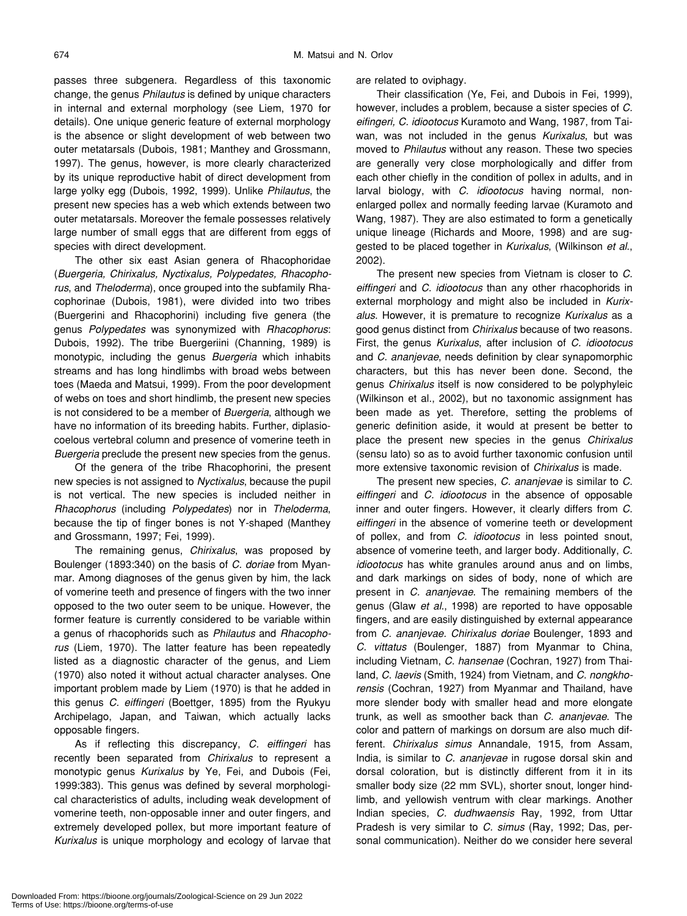passes three subgenera. Regardless of this taxonomic change, the genus *Philautus* is defined by unique characters in internal and external morphology (see Liem, 1970 for details). One unique generic feature of external morphology is the absence or slight development of web between two outer metatarsals (Dubois, 1981; Manthey and Grossmann, 1997). The genus, however, is more clearly characterized by its unique reproductive habit of direct development from large yolky egg (Dubois, 1992, 1999). Unlike *Philautus*, the present new species has a web which extends between two outer metatarsals. Moreover the female possesses relatively large number of small eggs that are different from eggs of species with direct development.

The other six east Asian genera of Rhacophoridae (*Buergeria, Chirixalus, Nyctixalus, Polypedates, Rhacophorus*, and *Theloderma*), once grouped into the subfamily Rhacophorinae (Dubois, 1981), were divided into two tribes (Buergerini and Rhacophorini) including five genera (the genus *Polypedates* was synonymized with *Rhacophorus*: Dubois, 1992). The tribe Buergeriini (Channing, 1989) is monotypic, including the genus *Buergeria* which inhabits streams and has long hindlimbs with broad webs between toes (Maeda and Matsui, 1999). From the poor development of webs on toes and short hindlimb, the present new species is not considered to be a member of *Buergeria*, although we have no information of its breeding habits. Further, diplasiocoelous vertebral column and presence of vomerine teeth in *Buergeria* preclude the present new species from the genus.

Of the genera of the tribe Rhacophorini, the present new species is not assigned to *Nyctixalus*, because the pupil is not vertical. The new species is included neither in *Rhacophorus* (including *Polypedates*) nor in *Theloderma*, because the tip of finger bones is not Y-shaped (Manthey and Grossmann, 1997; Fei, 1999).

The remaining genus, *Chirixalus*, was proposed by Boulenger (1893:340) on the basis of *C. doriae* from Myanmar. Among diagnoses of the genus given by him, the lack of vomerine teeth and presence of fingers with the two inner opposed to the two outer seem to be unique. However, the former feature is currently considered to be variable within a genus of rhacophorids such as *Philautus* and *Rhacophorus* (Liem, 1970). The latter feature has been repeatedly listed as a diagnostic character of the genus, and Liem (1970) also noted it without actual character analyses. One important problem made by Liem (1970) is that he added in this genus *C. eiffingeri* (Boettger, 1895) from the Ryukyu Archipelago, Japan, and Taiwan, which actually lacks opposable fingers.

As if reflecting this discrepancy, *C. eiffingeri* has recently been separated from *Chirixalus* to represent a monotypic genus *Kurixalus* by Ye, Fei, and Dubois (Fei, 1999:383). This genus was defined by several morphological characteristics of adults, including weak development of vomerine teeth, non-opposable inner and outer fingers, and extremely developed pollex, but more important feature of *Kurixalus* is unique morphology and ecology of larvae that are related to oviphagy.

Their classification (Ye, Fei, and Dubois in Fei, 1999), however, includes a problem, because a sister species of *C. eifingeri, C. idiootocus* Kuramoto and Wang, 1987, from Taiwan, was not included in the genus *Kurixalus*, but was moved to *Philautus* without any reason. These two species are generally very close morphologically and differ from each other chiefly in the condition of pollex in adults, and in larval biology, with *C. idiootocus* having normal, non-enlarged pollex and normally feeding larvae (Kuramoto and Wang, 1987). They are also estimated to form a genetically unique lineage (Richards and Moore, 1998) and are suggested to be placed together in *Kurixalus*, (Wilkinson *et al*., 2002).

The present new species from Vietnam is closer to *C. eiffingeri* and *C. idiootocus* than any other rhacophorids in external morphology and might also be included in *Kurixalus*. However, it is premature to recognize *Kurixalus* as a good genus distinct from *Chirixalus* because of two reasons. First, the genus *Kurixalus*, after inclusion of *C. idiootocus* and *C. ananjevae*, needs definition by clear synapomorphic characters, but this has never been done. Second, the genus *Chirixalus* itself is now considered to be polyphyleic (Wilkinson et al., 2002), but no taxonomic assignment has been made as yet. Therefore, setting the problems of generic definition aside, it would at present be better to place the present new species in the genus *Chirixalus* (sensu lato) so as to avoid further taxonomic confusion until more extensive taxonomic revision of *Chirixalus* is made.

The present new species, *C. ananjevae* is similar to *C. eiffingeri* and *C. idiootocus* in the absence of opposable inner and outer fingers. However, it clearly differs from *C. eiffingeri* in the absence of vomerine teeth or development of pollex, and from *C. idiootocus* in less pointed snout, absence of vomerine teeth, and larger body. Additionally, *C. idiootocus* has white granules around anus and on limbs, and dark markings on sides of body, none of which are present in *C. ananjevae*. The remaining members of the genus (Glaw *et al*., 1998) are reported to have opposable fingers, and are easily distinguished by external appearance from *C. ananjevae*. *Chirixalus doriae* Boulenger, 1893 and *C. vittatus* (Boulenger, 1887) from Myanmar to China, including Vietnam, *C. hansenae* (Cochran, 1927) from Thailand, *C. laevis* (Smith, 1924) from Vietnam, and *C. nongkhorensis* (Cochran, 1927) from Myanmar and Thailand, have more slender body with smaller head and more elongate trunk, as well as smoother back than *C. ananjevae*. The color and pattern of markings on dorsum are also much different. *Chirixalus simus* Annandale, 1915, from Assam, India, is similar to *C. ananjevae* in rugose dorsal skin and dorsal coloration, but is distinctly different from it in its smaller body size (22 mm SVL), shorter snout, longer hindlimb, and yellowish ventrum with clear markings. Another Indian species, *C. dudhwaensis* Ray, 1992, from Uttar Pradesh is very similar to *C. simus* (Ray, 1992; Das, personal communication). Neither do we consider here several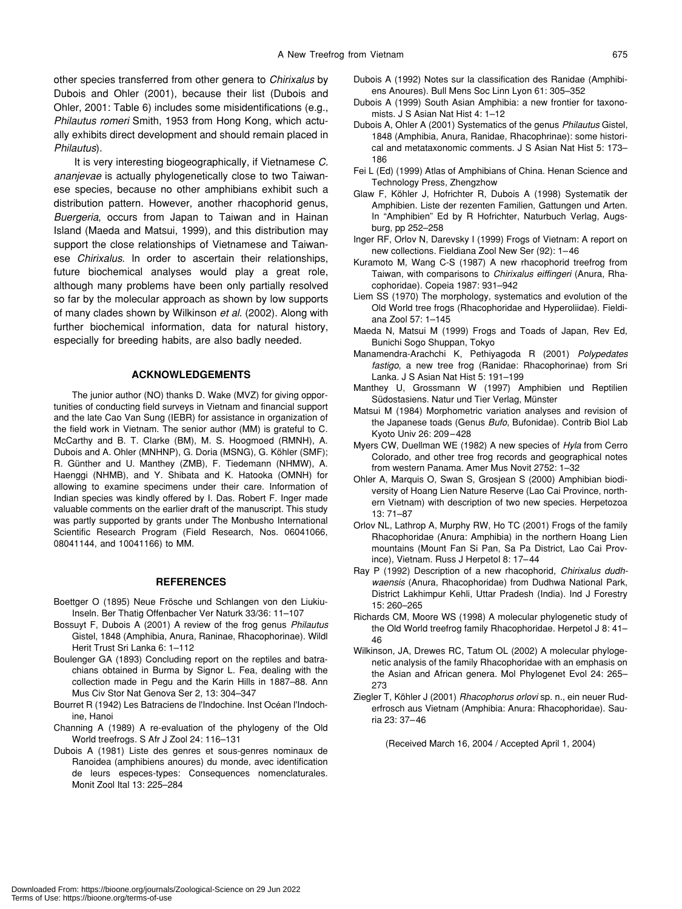other species transferred from other genera to *Chirixalus* by Dubois and Ohler (2001), because their list (Dubois and Ohler, 2001: Table 6) includes some misidentifications (e.g., *Philautus romeri* Smith, 1953 from Hong Kong, which actually exhibits direct development and should remain placed in *Philautus*).

It is very interesting biogeographically, if Vietnamese *C. ananjevae* is actually phylogenetically close to two Taiwanese species, because no other amphibians exhibit such a distribution pattern. However, another rhacophorid genus, *Buergeria*, occurs from Japan to Taiwan and in Hainan Island (Maeda and Matsui, 1999), and this distribution may support the close relationships of Vietnamese and Taiwanese *Chirixalus*. In order to ascertain their relationships, future biochemical analyses would play a great role, although many problems have been only partially resolved so far by the molecular approach as shown by low supports of many clades shown by Wilkinson *et al*. (2002). Along with further biochemical information, data for natural history, especially for breeding habits, are also badly needed.

## ACKNOWLEDGEMENTS

The junior author (NO) thanks D. Wake (MVZ) for giving opportunities of conducting field surveys in Vietnam and financial support and the late Cao Van Sung (IEBR) for assistance in organization of the field work in Vietnam. The senior author (MM) is grateful to C. McCarthy and B. T. Clarke (BM), M. S. Hoogmoed (RMNH), A. Dubois and A. Ohler (MNHNP), G. Doria (MSNG), G. Köhler (SMF); R. Günther and U. Manthey (ZMB), F. Tiedemann (NHMW), A. Haenggi (NHMB), and Y. Shibata and K. Hatooka (OMNH) for allowing to examine specimens under their care. Information of Indian species was kindly offered by I. Das. Robert F. Inger made valuable comments on the earlier draft of the manuscript. This study was partly supported by grants under The Monbusho International Scientific Research Program (Field Research, Nos. 06041066, 08041144, and 10041166) to MM.

## REFERENCES

Boettger O (1895) Neue Frösche und Schlangen von den Liukiu-Inseln. Ber Thatig Offenbacher Ver Naturk 33/36: 11–107

Bossuyt F, Dubois A (2001) A review of the frog genus *Philautus* Gistel, 1848 (Amphibia, Anura, Raninae, Rhacophorinae). Wildl Herit Trust Sri Lanka 6: 1–112

Boulenger GA (1893) Concluding report on the reptiles and batrachians obtained in Burma by Signor L. Fea, dealing with the collection made in Pegu and the Karin Hills in 1887–88. Ann Mus Civ Stor Nat Genova Ser 2, 13: 304–347

Bourret R (1942) Les Batraciens de l'Indochine. Inst Océan l'Indochine, Hanoi

Channing A (1989) A re-evaluation of the phylogeny of the Old World treefrogs. S Afr J Zool 24: 116–131

Dubois A (1981) Liste des genres et sous-genres nominaux de Ranoidea (amphibiens anoures) du monde, avec identification de leurs especes-types: Consequences nomenclaturales. Monit Zool Ital 13: 225–284

Dubois A (1992) Notes sur la classification des Ranidae (Amphibiens Anoures). Bull Mens Soc Linn Lyon 61: 305–352

Dubois A (1999) South Asian Amphibia: a new frontier for taxonomists. J S Asian Nat Hist 4: 1–12

Dubois A, Ohler A (2001) Systematics of the genus *Philautus* Gistel, 1848 (Amphibia, Anura, Ranidae, Rhacophrinae): some historical and metataxonomic comments. J S Asian Nat Hist 5: 173–186

Fei L (Ed) (1999) Atlas of Amphibians of China. Henan Science and Technology Press, Zhengzhow

Glaw F, Köhler J, Hofrichter R, Dubois A (1998) Systematik der Amphibien. Liste der rezenten Familien, Gattungen und Arten. In "Amphibien" Ed by R Hofrichter, Naturbuch Verlag, Augsburg, pp 252–258

Inger RF, Orlov N, Darevsky I (1999) Frogs of Vietnam: A report on new collections. Fieldiana Zool New Ser (92): 1–46

Kuramoto M, Wang C-S (1987) A new rhacophorid treefrog from Taiwan, with comparisons to *Chirixalus eiffingeri* (Anura, Rhacophoridae). Copeia 1987: 931–942

Liem SS (1970) The morphology, systematics and evolution of the Old World tree frogs (Rhacophoridae and Hyperoliidae). Fieldiana Zool 57: 1–145

Maeda N, Matsui M (1999) Frogs and Toads of Japan, Rev Ed, Bunichi Sogo Shuppan, Tokyo

Manamendra-Arachchi K, Pethiyagoda R (2001) *Polypedates fastigo*, a new tree frog (Ranidae: Rhacophorinae) from Sri Lanka. J S Asian Nat Hist 5: 191–199

Manthey U, Grossmann W (1997) Amphibien und Reptilien Südostasiens. Natur und Tier Verlag, Münster

Matsui M (1984) Morphometric variation analyses and revision of the Japanese toads (Genus *Bufo*, Bufonidae). Contrib Biol Lab Kyoto Univ 26: 209–428

Myers CW, Duellman WE (1982) A new species of *Hyla* from Cerro Colorado, and other tree frog records and geographical notes from western Panama. Amer Mus Novit 2752: 1–32

Ohler A, Marquis O, Swan S, Grosjean S (2000) Amphibian biodiversity of Hoang Lien Nature Reserve (Lao Cai Province, northern Vietnam) with description of two new species. Herpetozoa 13: 71–87

Orlov NL, Lathrop A, Murphy RW, Ho TC (2001) Frogs of the family Rhacophoridae (Anura: Amphibia) in the northern Hoang Lien mountains (Mount Fan Si Pan, Sa Pa District, Lao Cai Province), Vietnam. Russ J Herpetol 8: 17–44

Ray P (1992) Description of a new rhacophorid, *Chirixalus dudhwaensis* (Anura, Rhacophoridae) from Dudhwa National Park, District Lakhimpur Kehli, Uttar Pradesh (India). Ind J Forestry 15: 260–265

Richards CM, Moore WS (1998) A molecular phylogenetic study of the Old World treefrog family Rhacophoridae. Herpetol J 8: 41–46

Wilkinson, JA, Drewes RC, Tatum OL (2002) A molecular phylogenetic analysis of the family Rhacophoridae with an emphasis on the Asian and African genera. Mol Phylogenet Evol 24: 265–273

Ziegler T, Köhler J (2001) *Rhacophorus orlovi* sp. n., ein neuer Ruderfrosch aus Vietnam (Amphibia: Anura: Rhacophoridae). Sauria 23: 37–46

(Received March 16, 2004 / Accepted April 1, 2004)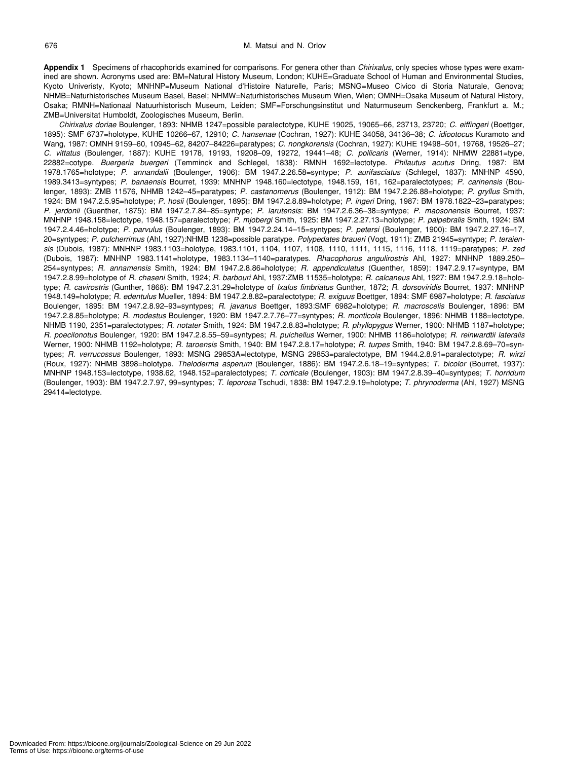**Appendix 1** Specimens of rhacophorids examined for comparisons. For genera other than *Chirixalus*, only species whose types were examined are shown. Acronyms used are: BM=Natural History Museum, London; KUHE=Graduate School of Human and Environmental Studies, Kyoto Univeristy, Kyoto; MNHNP=Museum National d'Histoire Naturelle, Paris; MSNG=Museo Civico di Storia Naturale, Genova; NHMB=Naturhistorisches Museum Basel, Basel; NHMW=Naturhistorisches Museum Wien, Wien; OMNH=Osaka Museum of Natural History, Osaka; RMNH=Nationaal Natuurhistorisch Museum, Leiden; SMF=Forschungsinstitut und Naturmuseum Senckenberg, Frankfurt a. M.; ZMB=Universitat Humboldt, Zoologisches Museum, Berlin.

*Chirixalus doriae* Boulenger, 1893: NHMB 1247=possible paralectotype, KUHE 19025, 19065–66, 23713, 23720; *C. eiffingeri* (Boettger, 1895): SMF 6737=holotype, KUHE 10266–67, 12910; *C. hansenae* (Cochran, 1927): KUHE 34058, 34136–38; *C. idiootocus* Kuramoto and Wang, 1987: OMNH 9159–60, 10945–62, 84207–84226=paratypes; *C. nongkorensis* (Cochran, 1927): KUHE 19498–501, 19768, 19526–27; *C. vittatus* (Boulenger, 1887): KUHE 19178, 19193, 19208–09, 19272, 19441–48; *C. pollicaris* (Werner, 1914): NHMW 22881=type, 22882=cotype. *Buergeria buergeri* (Temminck and Schlegel, 1838): RMNH 1692=lectotype. *Philautus acutus* Dring, 1987: BM 1978.1765=holotype; *P. annandalii* (Boulenger, 1906): BM 1947.2.26.58=syntype; *P. aurifasciatus* (Schlegel, 1837): MNHNP 4590, 1989.3413=syntypes; *P. banaensis* Bourret, 1939: MNHNP 1948.160=lectotype, 1948.159, 161, 162=paralectotypes; *P. carinensis* (Boulenger, 1893): ZMB 11576, NHMB 1242–45=paratypes; *P. castanomerus* (Boulenger, 1912): BM 1947.2.26.88=holotype; *P. gryllus* Smith, 1924: BM 1947.2.5.95=holotype; *P. hosii* (Boulenger, 1895): BM 1947.2.8.89=holotype; *P. ingeri* Dring, 1987: BM 1978.1822–23=paratypes; *P. jerdonii* (Guenther, 1875): BM 1947.2.7.84–85=syntype; *P. larutensis*: BM 1947.2.6.36–38=syntype; *P. maosonensis* Bourret, 1937: MNHNP 1948.158=lectotype, 1948.157=paralectotype; *P. mjobergi* Smith, 1925: BM 1947.2.27.13=holotype; *P. palpebralis* Smith, 1924: BM 1947.2.4.46=holotype; *P. parvulus* (Boulenger, 1893): BM 1947.2.24.14–15=syntypes; *P. petersi* (Boulenger, 1900): BM 1947.2.27.16–17, 20=syntypes; *P. pulcherrimus* (Ahl, 1927):NHMB 1238=possible paratype. *Polypedates braueri* (Vogt, 1911): ZMB 21945=syntype; *P. teraiensis* (Dubois, 1987): MNHNP 1983.1103=holotype, 1983.1101, 1104, 1107, 1108, 1110, 1111, 1115, 1116, 1118, 1119=paratypes; *P. zed* (Dubois, 1987): MNHNP 1983.1141=holotype, 1983.1134–1140=paratypes. *Rhacophorus angulirostris* Ahl, 1927: MNHNP 1889.250–254=syntypes; *R. annamensis* Smith, 1924: BM 1947.2.8.86=holotype; *R. appendiculatus* (Guenther, 1859): 1947.2.9.17=syntype, BM 1947.2.8.99=holotype of *R. chaseni* Smith, 1924; *R. barbouri* Ahl, 1937:ZMB 11535=holotype; *R. calcaneus* Ahl, 1927: BM 1947.2.9.18=holotype; *R. cavirostris* (Gunther, 1868): BM 1947.2.31.29=holotype of *Ixalus fimbriatus* Gunther, 1872; *R. dorsoviridis* Bourret, 1937: MNHNP 1948.149=holotype; *R. edentulus* Mueller, 1894: BM 1947.2.8.82=paralectotype; *R. exiguus* Boettger, 1894: SMF 6987=holotype; *R. fasciatus* Boulenger, 1895: BM 1947.2.8.92–93=syntypes; *R. javanus* Boettger, 1893:SMF 6982=holotype; *R. macroscelis* Boulenger, 1896: BM 1947.2.8.85=holotype; *R. modestus* Boulenger, 1920: BM 1947.2.7.76–77=syntypes; *R. monticola* Boulenger, 1896: NHMB 1188=lectotype, NHMB 1190, 2351=paralectotypes; *R. notater* Smith, 1924: BM 1947.2.8.83=holotype; *R. phyllopygus* Werner, 1900: NHMB 1187=holotype; *R. poecilonotus* Boulenger, 1920: BM 1947.2.8.55–59=syntypes; *R. pulchellus* Werner, 1900: NHMB 1186=holotype; *R. reinwardtii lateralis* Werner, 1900: NHMB 1192=holotype; *R. taroensis* Smith, 1940: BM 1947.2.8.17=holotype; *R. turpes* Smith, 1940: BM 1947.2.8.69–70=syntypes; *R. verrucossus* Boulenger, 1893: MSNG 29853A=lectotype, MSNG 29853=paralectotype, BM 1944.2.8.91=paralectotype; *R. wirzi* (Roux, 1927): NHMB 3898=holotype. *Theloderma asperum* (Boulenger, 1886): BM 1947.2.6.18–19=syntypes; *T. bicolor* (Bourret, 1937): MNHNP 1948.153=lectotype, 1938.62, 1948.152=paralectotypes; *T. corticale* (Boulenger, 1903): BM 1947.2.8.39–40=syntypes; *T. horridum* (Boulenger, 1903): BM 1947.2.7.97, 99=syntypes; *T. leporosa* Tschudi, 1838: BM 1947.2.9.19=holotype; *T. phrynoderma* (Ahl, 1927) MSNG 29414=lectotype.